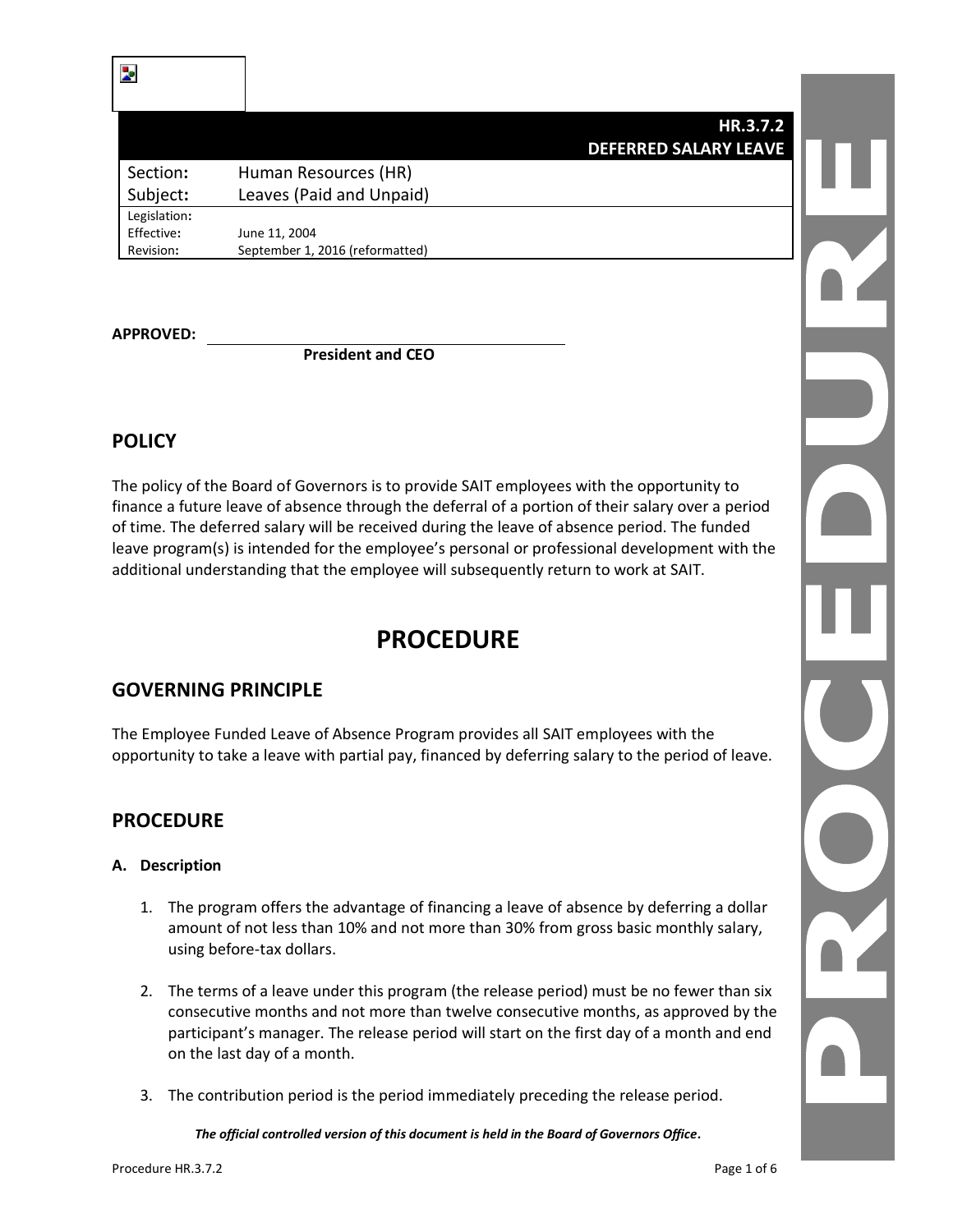**HR.3.7.2**
**DEFERRED SALARY LEAVE**

| Section: | Human Resources (HR) |
|---|---|
| Subject: | Leaves (Paid and Unpaid) |
| Legislation: | |
| Effective: | June 11, 2004 |
| Revision: | September 1, 2016 (reformatted) |

**APPROVED:** ______________________________
**President and CEO**

## POLICY

The policy of the Board of Governors is to provide SAIT employees with the opportunity to finance a future leave of absence through the deferral of a portion of their salary over a period of time. The deferred salary will be received during the leave of absence period. The funded leave program(s) is intended for the employee's personal or professional development with the additional understanding that the employee will subsequently return to work at SAIT.

# PROCEDURE

## GOVERNING PRINCIPLE

The Employee Funded Leave of Absence Program provides all SAIT employees with the opportunity to take a leave with partial pay, financed by deferring salary to the period of leave.

## PROCEDURE

**A. Description**

1. The program offers the advantage of financing a leave of absence by deferring a dollar amount of not less than 10% and not more than 30% from gross basic monthly salary, using before-tax dollars.

2. The terms of a leave under this program (the release period) must be no fewer than six consecutive months and not more than twelve consecutive months, as approved by the participant's manager. The release period will start on the first day of a month and end on the last day of a month.

3. The contribution period is the period immediately preceding the release period.

***The official controlled version of this document is held in the Board of Governors Office.***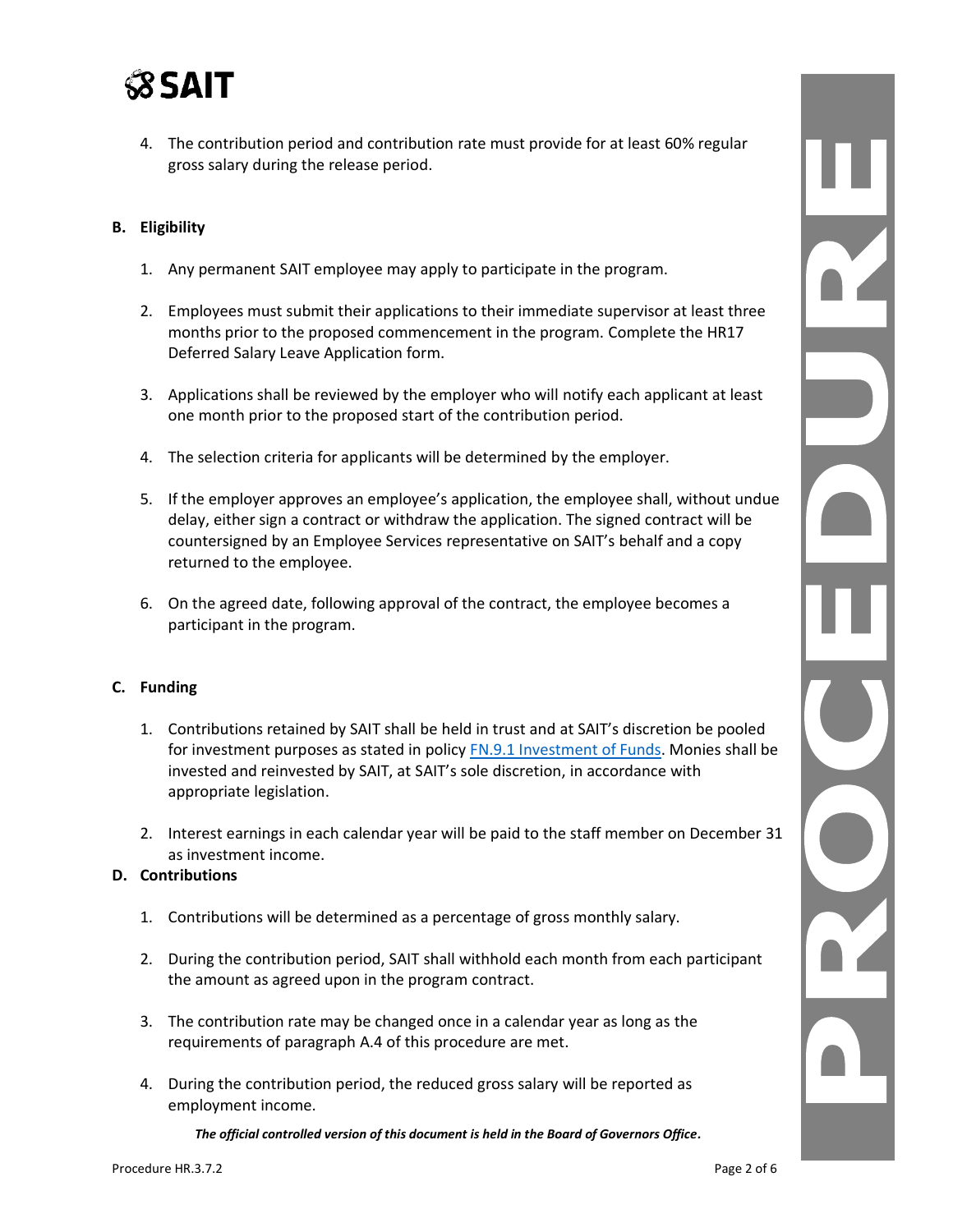4. The contribution period and contribution rate must provide for at least 60% regular gross salary during the release period.

**B. Eligibility**

1. Any permanent SAIT employee may apply to participate in the program.

2. Employees must submit their applications to their immediate supervisor at least three months prior to the proposed commencement in the program. Complete the HR17 Deferred Salary Leave Application form.

3. Applications shall be reviewed by the employer who will notify each applicant at least one month prior to the proposed start of the contribution period.

4. The selection criteria for applicants will be determined by the employer.

5. If the employer approves an employee's application, the employee shall, without undue delay, either sign a contract or withdraw the application. The signed contract will be countersigned by an Employee Services representative on SAIT's behalf and a copy returned to the employee.

6. On the agreed date, following approval of the contract, the employee becomes a participant in the program.

**C. Funding**

1. Contributions retained by SAIT shall be held in trust and at SAIT's discretion be pooled for investment purposes as stated in policy FN.9.1 Investment of Funds. Monies shall be invested and reinvested by SAIT, at SAIT's sole discretion, in accordance with appropriate legislation.

2. Interest earnings in each calendar year will be paid to the staff member on December 31 as investment income.

**D. Contributions**

1. Contributions will be determined as a percentage of gross monthly salary.

2. During the contribution period, SAIT shall withhold each month from each participant the amount as agreed upon in the program contract.

3. The contribution rate may be changed once in a calendar year as long as the requirements of paragraph A.4 of this procedure are met.

4. During the contribution period, the reduced gross salary will be reported as employment income.

***The official controlled version of this document is held in the Board of Governors Office.***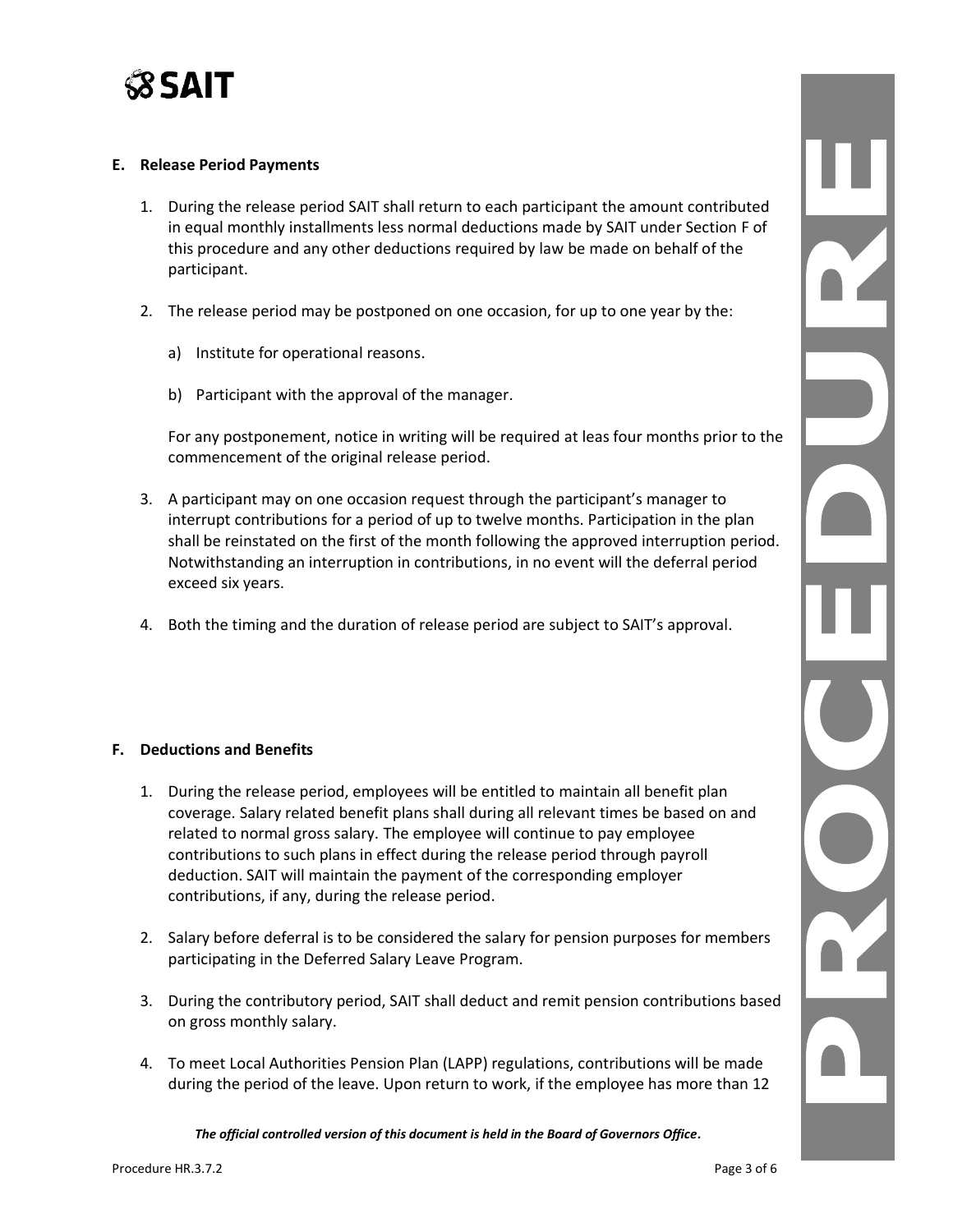## E. Release Period Payments

1. During the release period SAIT shall return to each participant the amount contributed in equal monthly installments less normal deductions made by SAIT under Section F of this procedure and any other deductions required by law be made on behalf of the participant.

2. The release period may be postponed on one occasion, for up to one year by the:

   a) Institute for operational reasons.

   b) Participant with the approval of the manager.

   For any postponement, notice in writing will be required at leas four months prior to the commencement of the original release period.

3. A participant may on one occasion request through the participant's manager to interrupt contributions for a period of up to twelve months. Participation in the plan shall be reinstated on the first of the month following the approved interruption period. Notwithstanding an interruption in contributions, in no event will the deferral period exceed six years.

4. Both the timing and the duration of release period are subject to SAIT's approval.

## F. Deductions and Benefits

1. During the release period, employees will be entitled to maintain all benefit plan coverage. Salary related benefit plans shall during all relevant times be based on and related to normal gross salary. The employee will continue to pay employee contributions to such plans in effect during the release period through payroll deduction. SAIT will maintain the payment of the corresponding employer contributions, if any, during the release period.

2. Salary before deferral is to be considered the salary for pension purposes for members participating in the Deferred Salary Leave Program.

3. During the contributory period, SAIT shall deduct and remit pension contributions based on gross monthly salary.

4. To meet Local Authorities Pension Plan (LAPP) regulations, contributions will be made during the period of the leave. Upon return to work, if the employee has more than 12

***The official controlled version of this document is held in the Board of Governors Office.***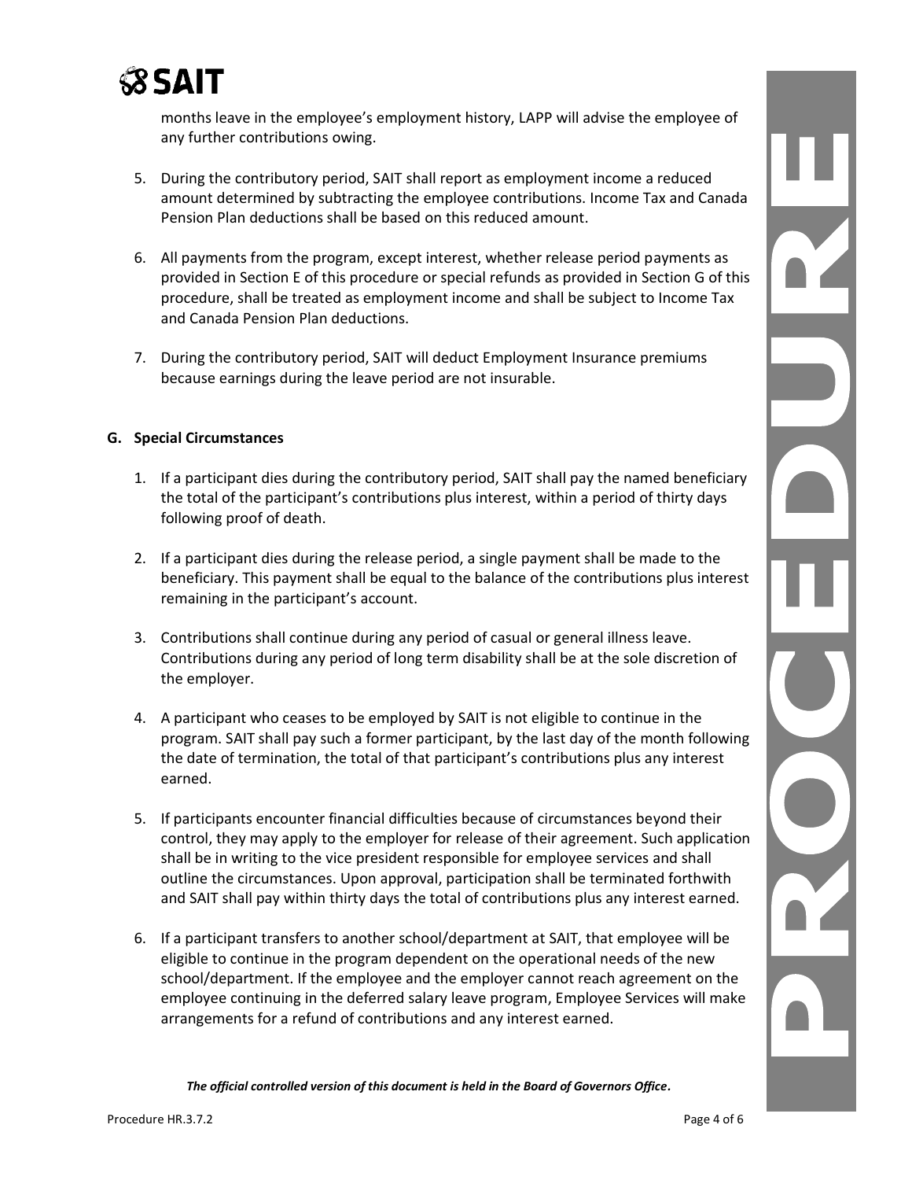months leave in the employee's employment history, LAPP will advise the employee of any further contributions owing.

5. During the contributory period, SAIT shall report as employment income a reduced amount determined by subtracting the employee contributions. Income Tax and Canada Pension Plan deductions shall be based on this reduced amount.

6. All payments from the program, except interest, whether release period payments as provided in Section E of this procedure or special refunds as provided in Section G of this procedure, shall be treated as employment income and shall be subject to Income Tax and Canada Pension Plan deductions.

7. During the contributory period, SAIT will deduct Employment Insurance premiums because earnings during the leave period are not insurable.

**G. Special Circumstances**

1. If a participant dies during the contributory period, SAIT shall pay the named beneficiary the total of the participant's contributions plus interest, within a period of thirty days following proof of death.

2. If a participant dies during the release period, a single payment shall be made to the beneficiary. This payment shall be equal to the balance of the contributions plus interest remaining in the participant's account.

3. Contributions shall continue during any period of casual or general illness leave. Contributions during any period of long term disability shall be at the sole discretion of the employer.

4. A participant who ceases to be employed by SAIT is not eligible to continue in the program. SAIT shall pay such a former participant, by the last day of the month following the date of termination, the total of that participant's contributions plus any interest earned.

5. If participants encounter financial difficulties because of circumstances beyond their control, they may apply to the employer for release of their agreement. Such application shall be in writing to the vice president responsible for employee services and shall outline the circumstances. Upon approval, participation shall be terminated forthwith and SAIT shall pay within thirty days the total of contributions plus any interest earned.

6. If a participant transfers to another school/department at SAIT, that employee will be eligible to continue in the program dependent on the operational needs of the new school/department. If the employee and the employer cannot reach agreement on the employee continuing in the deferred salary leave program, Employee Services will make arrangements for a refund of contributions and any interest earned.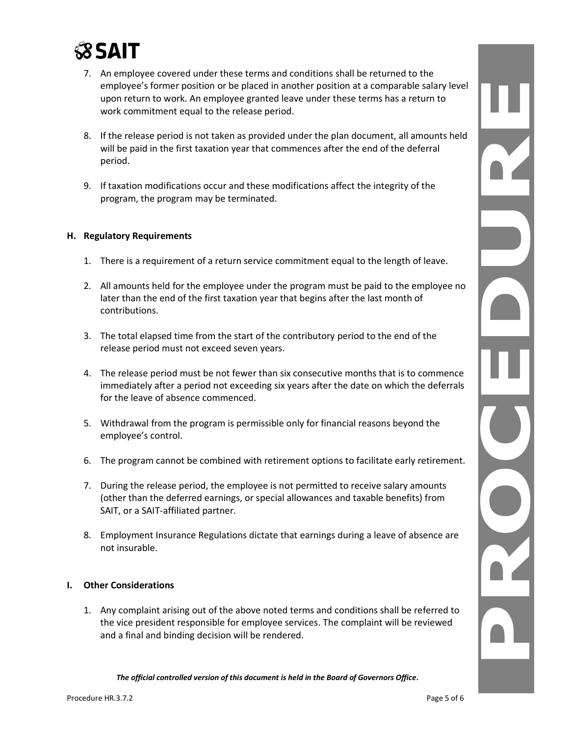7. An employee covered under these terms and conditions shall be returned to the employee's former position or be placed in another position at a comparable salary level upon return to work. An employee granted leave under these terms has a return to work commitment equal to the release period.

8. If the release period is not taken as provided under the plan document, all amounts held will be paid in the first taxation year that commences after the end of the deferral period.

9. If taxation modifications occur and these modifications affect the integrity of the program, the program may be terminated.

**H. Regulatory Requirements**

1. There is a requirement of a return service commitment equal to the length of leave.

2. All amounts held for the employee under the program must be paid to the employee no later than the end of the first taxation year that begins after the last month of contributions.

3. The total elapsed time from the start of the contributory period to the end of the release period must not exceed seven years.

4. The release period must be not fewer than six consecutive months that is to commence immediately after a period not exceeding six years after the date on which the deferrals for the leave of absence commenced.

5. Withdrawal from the program is permissible only for financial reasons beyond the employee's control.

6. The program cannot be combined with retirement options to facilitate early retirement.

7. During the release period, the employee is not permitted to receive salary amounts (other than the deferred earnings, or special allowances and taxable benefits) from SAIT, or a SAIT-affiliated partner.

8. Employment Insurance Regulations dictate that earnings during a leave of absence are not insurable.

**I. Other Considerations**

1. Any complaint arising out of the above noted terms and conditions shall be referred to the vice president responsible for employee services. The complaint will be reviewed and a final and binding decision will be rendered.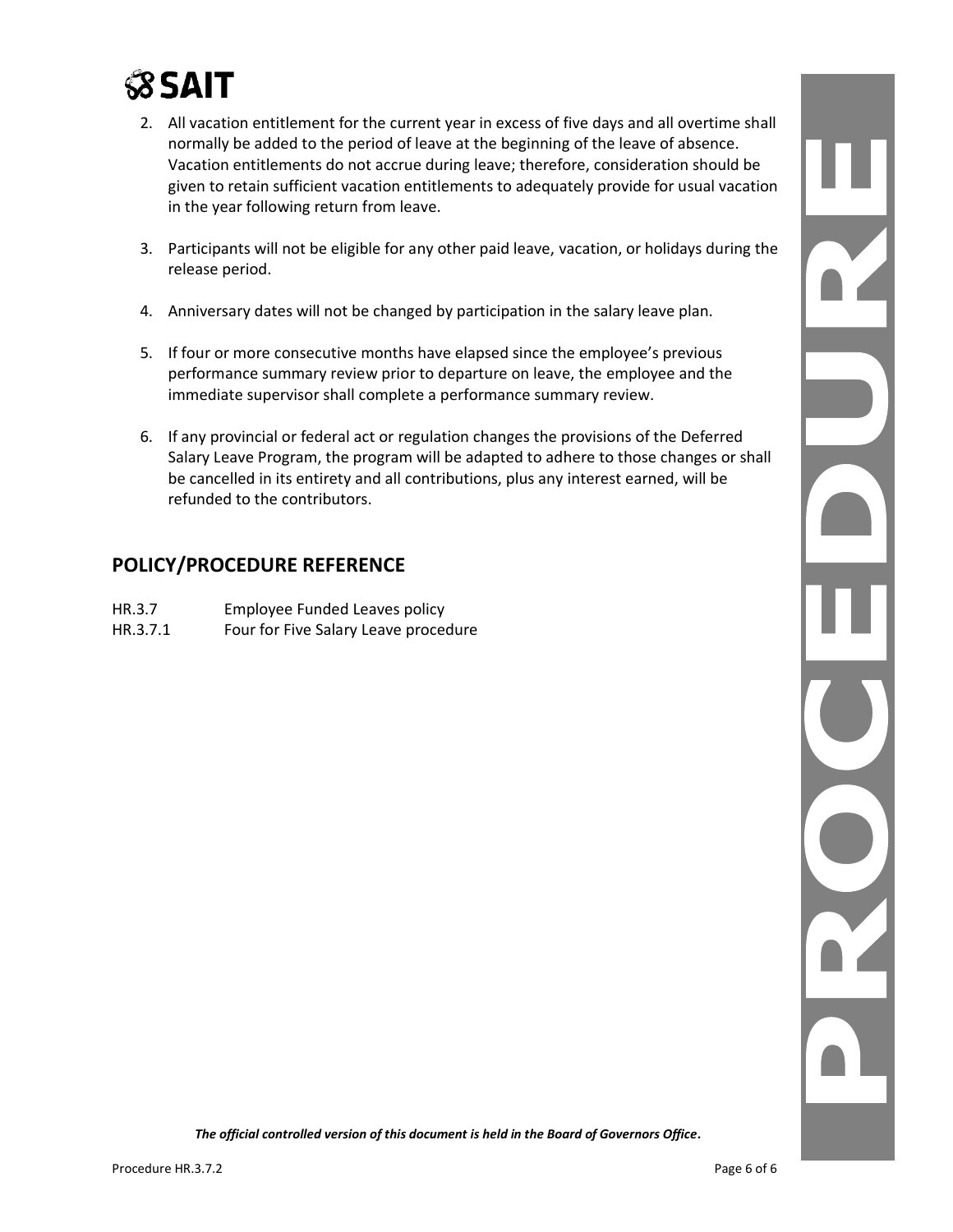2. All vacation entitlement for the current year in excess of five days and all overtime shall normally be added to the period of leave at the beginning of the leave of absence. Vacation entitlements do not accrue during leave; therefore, consideration should be given to retain sufficient vacation entitlements to adequately provide for usual vacation in the year following return from leave.

3. Participants will not be eligible for any other paid leave, vacation, or holidays during the release period.

4. Anniversary dates will not be changed by participation in the salary leave plan.

5. If four or more consecutive months have elapsed since the employee's previous performance summary review prior to departure on leave, the employee and the immediate supervisor shall complete a performance summary review.

6. If any provincial or federal act or regulation changes the provisions of the Deferred Salary Leave Program, the program will be adapted to adhere to those changes or shall be cancelled in its entirety and all contributions, plus any interest earned, will be refunded to the contributors.

## POLICY/PROCEDURE REFERENCE

| | |
|---|---|
| HR.3.7 | Employee Funded Leaves policy |
| HR.3.7.1 | Four for Five Salary Leave procedure |

***The official controlled version of this document is held in the Board of Governors Office.***